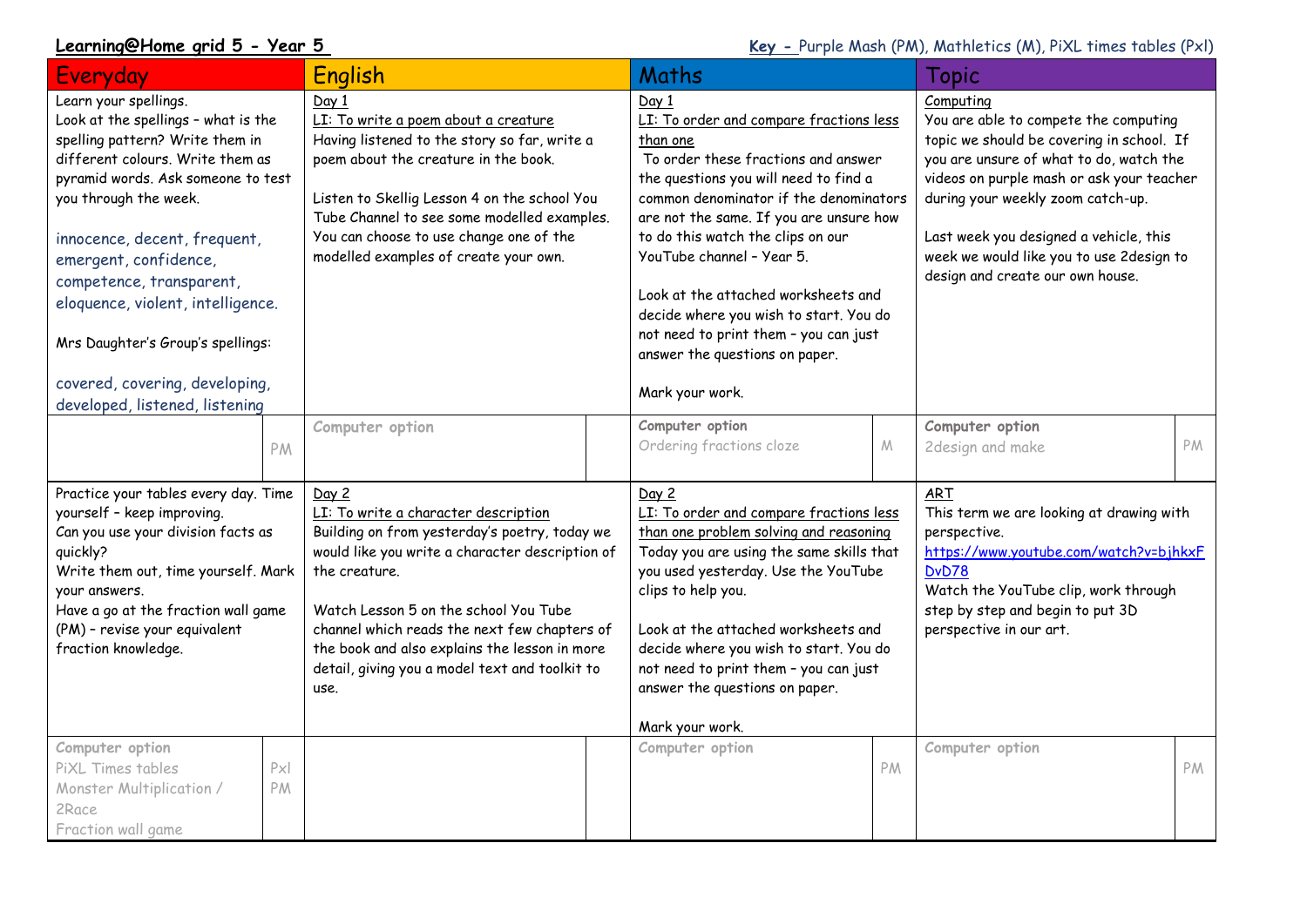**Learning@Home grid 5 - Year 5**

**Key -** Purple Mash (PM), Mathletics (M), PiXL times tables (Pxl)

| Everyday | | English | | Maths | | Topic | |
|---|---|---|---|---|---|---|---|
| Learn your spellings.<br>Look at the spellings – what is the spelling pattern? Write them in different colours. Write them as pyramid words. Ask someone to test you through the week.<br><br>innocence, decent, frequent, emergent, confidence, competence, transparent, eloquence, violent, intelligence.<br><br>Mrs Daughter's Group's spellings:<br><br>covered, covering, developing, developed, listened, listening | | Day 1<br>LI: To write a poem about a creature<br>Having listened to the story so far, write a poem about the creature in the book.<br><br>Listen to Skellig Lesson 4 on the school You Tube Channel to see some modelled examples. You can choose to use change one of the modelled examples of create your own. | | Day 1<br>LI: To order and compare fractions less than one<br>To order these fractions and answer the questions you will need to find a common denominator if the denominators are not the same. If you are unsure how to do this watch the clips on our YouTube channel – Year 5.<br><br>Look at the attached worksheets and decide where you wish to start. You do not need to print them – you can just answer the questions on paper.<br><br>Mark your work. | | Computing<br>You are able to compete the computing topic we should be covering in school. If you are unsure of what to do, watch the videos on purple mash or ask your teacher during your weekly zoom catch-up.<br><br>Last week you designed a vehicle, this week we would like you to use 2design to design and create our own house. | |
| | PM | Computer option | | Computer option<br>Ordering fractions cloze | M | Computer option<br>2design and make | PM |
| Practice your tables every day. Time yourself – keep improving.<br>Can you use your division facts as quickly?<br>Write them out, time yourself. Mark your answers.<br>Have a go at the fraction wall game (PM) – revise your equivalent fraction knowledge. | | Day 2<br>LI: To write a character description<br>Building on from yesterday's poetry, today we would like you write a character description of the creature.<br><br>Watch Lesson 5 on the school You Tube channel which reads the next few chapters of the book and also explains the lesson in more detail, giving you a model text and toolkit to use. | | Day 2<br>LI: To order and compare fractions less than one problem solving and reasoning<br>Today you are using the same skills that you used yesterday. Use the YouTube clips to help you.<br><br>Look at the attached worksheets and decide where you wish to start. You do not need to print them – you can just answer the questions on paper.<br><br>Mark your work. | | ART<br>This term we are looking at drawing with perspective.<br>https://www.youtube.com/watch?v=bjhkxFDvD78<br>Watch the YouTube clip, work through step by step and begin to put 3D perspective in our art. | |
| Computer option<br>PiXL Times tables<br>Monster Multiplication / 2Race<br>Fraction wall game | Pxl<br>PM | | | Computer option | PM | Computer option | PM |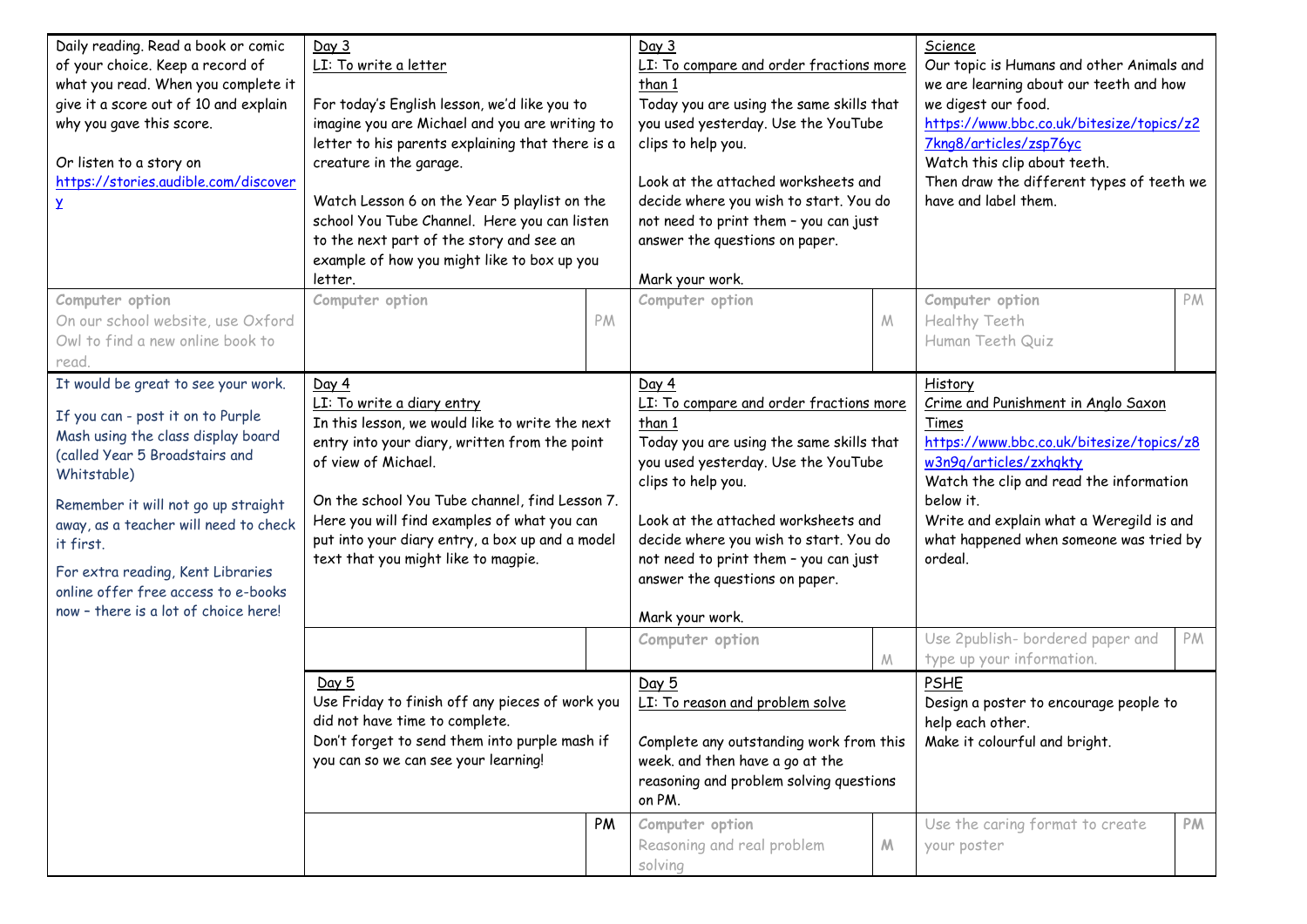| | | | | | | |
|---|---|---|---|---|---|---|
| Daily reading. Read a book or comic of your choice. Keep a record of what you read. When you complete it give it a score out of 10 and explain why you gave this score.<br><br>Or listen to a story on https://stories.audible.com/discovery | Day 3<br>LI: To write a letter<br><br>For today's English lesson, we'd like you to imagine you are Michael and you are writing to letter to his parents explaining that there is a creature in the garage.<br><br>Watch Lesson 6 on the Year 5 playlist on the school You Tube Channel. Here you can listen to the next part of the story and see an example of how you might like to box up you letter. | | Day 3<br>LI: To compare and order fractions more than 1<br>Today you are using the same skills that you used yesterday. Use the YouTube clips to help you.<br><br>Look at the attached worksheets and decide where you wish to start. You do not need to print them – you can just answer the questions on paper.<br><br>Mark your work. | | Science<br>Our topic is Humans and other Animals and we are learning about our teeth and how we digest our food.<br>https://www.bbc.co.uk/bitesize/topics/z27kng8/articles/zsp76yc<br>Watch this clip about teeth.<br>Then draw the different types of teeth we have and label them. | |
| Computer option<br>On our school website, use Oxford Owl to find a new online book to read. | Computer option | PM | Computer option | M | Computer option<br>Healthy Teeth<br>Human Teeth Quiz | PM |
| It would be great to see your work.<br><br>If you can - post it on to Purple Mash using the class display board (called Year 5 Broadstairs and Whitstable)<br><br>Remember it will not go up straight away, as a teacher will need to check it first.<br><br>For extra reading, Kent Libraries online offer free access to e-books now – there is a lot of choice here! | Day 4<br>LI: To write a diary entry<br>In this lesson, we would like to write the next entry into your diary, written from the point of view of Michael.<br><br>On the school You Tube channel, find Lesson 7. Here you will find examples of what you can put into your diary entry, a box up and a model text that you might like to magpie. | | Day 4<br>LI: To compare and order fractions more than 1<br>Today you are using the same skills that you used yesterday. Use the YouTube clips to help you.<br><br>Look at the attached worksheets and decide where you wish to start. You do not need to print them – you can just answer the questions on paper.<br><br>Mark your work. | | History<br>Crime and Punishment in Anglo Saxon Times<br>https://www.bbc.co.uk/bitesize/topics/z8w3n9q/articles/zxhqkty<br>Watch the clip and read the information below it.<br>Write and explain what a Weregild is and what happened when someone was tried by ordeal. | |
| | | | Computer option | M | Use 2publish- bordered paper and type up your information. | PM |
| | Day 5<br>Use Friday to finish off any pieces of work you did not have time to complete.<br>Don't forget to send them into purple mash if you can so we can see your learning! | | Day 5<br>LI: To reason and problem solve<br><br>Complete any outstanding work from this week. and then have a go at the reasoning and problem solving questions on PM. | | PSHE<br>Design a poster to encourage people to help each other.<br>Make it colourful and bright. | |
| | | PM | Computer option<br>Reasoning and real problem solving | M | Use the caring format to create your poster | PM |